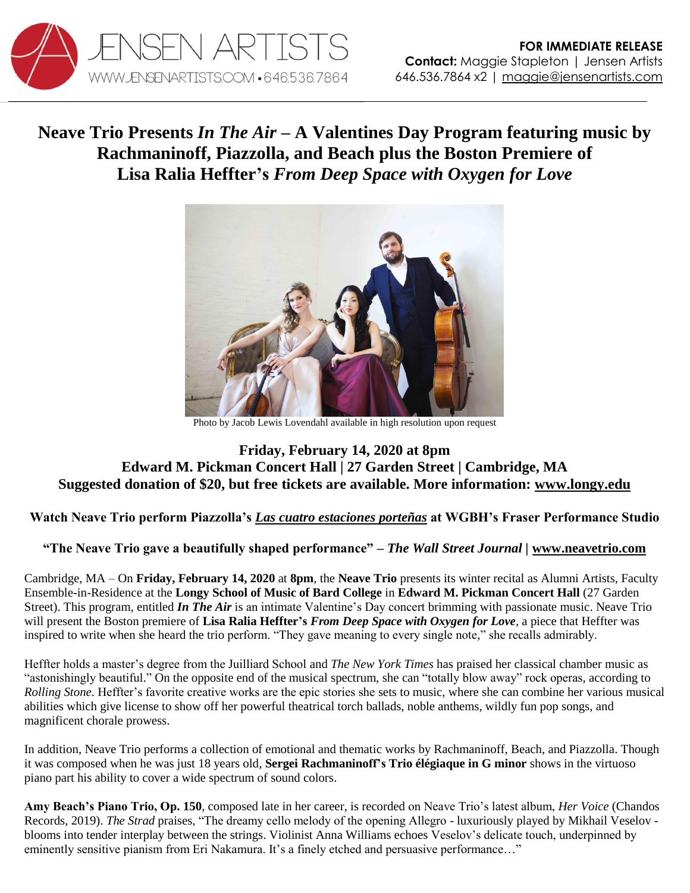JENSEN ARTISTS
WWW.JENSENARTISTS.COM • 646.536.7864

**FOR IMMEDIATE RELEASE**
**Contact:** Maggie Stapleton | Jensen Artists
646.536.7864 x2 | maggie@jensenartists.com

# Neave Trio Presents *In The Air* – A Valentines Day Program featuring music by Rachmaninoff, Piazzolla, and Beach plus the Boston Premiere of Lisa Ralia Heffter's *From Deep Space with Oxygen for Love*

Photo by Jacob Lewis Lovendahl available in high resolution upon request

## Friday, February 14, 2020 at 8pm
## Edward M. Pickman Concert Hall | 27 Garden Street | Cambridge, MA
## Suggested donation of $20, but free tickets are available. More information: www.longy.edu

**Watch Neave Trio perform Piazzolla's *Las cuatro estaciones porteñas* at WGBH's Fraser Performance Studio**

**"The Neave Trio gave a beautifully shaped performance" – *The Wall Street Journal* | www.neavetrio.com**

Cambridge, MA – On **Friday, February 14, 2020** at **8pm**, the **Neave Trio** presents its winter recital as Alumni Artists, Faculty Ensemble-in-Residence at the **Longy School of Music of Bard College** in **Edward M. Pickman Concert Hall** (27 Garden Street). This program, entitled ***In The Air*** is an intimate Valentine's Day concert brimming with passionate music. Neave Trio will present the Boston premiere of **Lisa Ralia Heffter's *From Deep Space with Oxygen for Love***, a piece that Heffter was inspired to write when she heard the trio perform. "They gave meaning to every single note," she recalls admirably.

Heffter holds a master's degree from the Juilliard School and *The New York Times* has praised her classical chamber music as "astonishingly beautiful." On the opposite end of the musical spectrum, she can "totally blow away" rock operas, according to *Rolling Stone*. Heffter's favorite creative works are the epic stories she sets to music, where she can combine her various musical abilities which give license to show off her powerful theatrical torch ballads, noble anthems, wildly fun pop songs, and magnificent chorale prowess.

In addition, Neave Trio performs a collection of emotional and thematic works by Rachmaninoff, Beach, and Piazzolla. Though it was composed when he was just 18 years old, **Sergei Rachmaninoff's Trio élégiaque in G minor** shows in the virtuoso piano part his ability to cover a wide spectrum of sound colors.

**Amy Beach's Piano Trio, Op. 150**, composed late in her career, is recorded on Neave Trio's latest album, *Her Voice* (Chandos Records, 2019). *The Strad* praises, "The dreamy cello melody of the opening Allegro - luxuriously played by Mikhail Veselov - blooms into tender interplay between the strings. Violinist Anna Williams echoes Veselov's delicate touch, underpinned by eminently sensitive pianism from Eri Nakamura. It's a finely etched and persuasive performance…"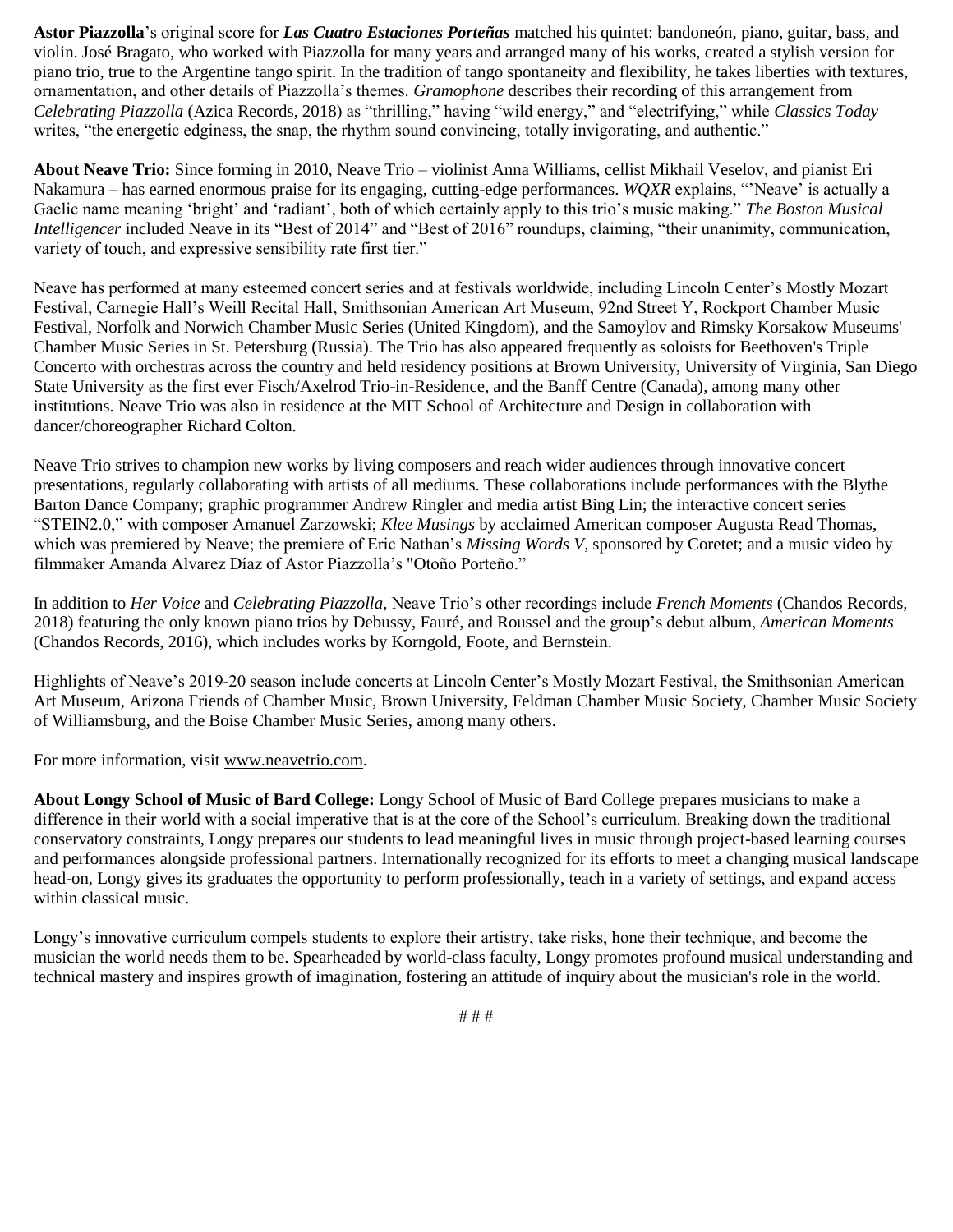**Astor Piazzolla**'s original score for ***Las Cuatro Estaciones Porteñas*** matched his quintet: bandoneón, piano, guitar, bass, and violin. José Bragato, who worked with Piazzolla for many years and arranged many of his works, created a stylish version for piano trio, true to the Argentine tango spirit. In the tradition of tango spontaneity and flexibility, he takes liberties with textures, ornamentation, and other details of Piazzolla's themes. *Gramophone* describes their recording of this arrangement from *Celebrating Piazzolla* (Azica Records, 2018) as "thrilling," having "wild energy," and "electrifying," while *Classics Today* writes, "the energetic edginess, the snap, the rhythm sound convincing, totally invigorating, and authentic."

**About Neave Trio:** Since forming in 2010, Neave Trio – violinist Anna Williams, cellist Mikhail Veselov, and pianist Eri Nakamura – has earned enormous praise for its engaging, cutting-edge performances. *WQXR* explains, "'Neave' is actually a Gaelic name meaning 'bright' and 'radiant', both of which certainly apply to this trio's music making." *The Boston Musical Intelligencer* included Neave in its "Best of 2014" and "Best of 2016" roundups, claiming, "their unanimity, communication, variety of touch, and expressive sensibility rate first tier."

Neave has performed at many esteemed concert series and at festivals worldwide, including Lincoln Center's Mostly Mozart Festival, Carnegie Hall's Weill Recital Hall, Smithsonian American Art Museum, 92nd Street Y, Rockport Chamber Music Festival, Norfolk and Norwich Chamber Music Series (United Kingdom), and the Samoylov and Rimsky Korsakow Museums' Chamber Music Series in St. Petersburg (Russia). The Trio has also appeared frequently as soloists for Beethoven's Triple Concerto with orchestras across the country and held residency positions at Brown University, University of Virginia, San Diego State University as the first ever Fisch/Axelrod Trio-in-Residence, and the Banff Centre (Canada), among many other institutions. Neave Trio was also in residence at the MIT School of Architecture and Design in collaboration with dancer/choreographer Richard Colton.

Neave Trio strives to champion new works by living composers and reach wider audiences through innovative concert presentations, regularly collaborating with artists of all mediums. These collaborations include performances with the Blythe Barton Dance Company; graphic programmer Andrew Ringler and media artist Bing Lin; the interactive concert series "STEIN2.0," with composer Amanuel Zarzowski; *Klee Musings* by acclaimed American composer Augusta Read Thomas, which was premiered by Neave; the premiere of Eric Nathan's *Missing Words V*, sponsored by Coretet; and a music video by filmmaker Amanda Alvarez Díaz of Astor Piazzolla's "Otoño Porteño."

In addition to *Her Voice* and *Celebrating Piazzolla*, Neave Trio's other recordings include *French Moments* (Chandos Records, 2018) featuring the only known piano trios by Debussy, Fauré, and Roussel and the group's debut album, *American Moments* (Chandos Records, 2016), which includes works by Korngold, Foote, and Bernstein.

Highlights of Neave's 2019-20 season include concerts at Lincoln Center's Mostly Mozart Festival, the Smithsonian American Art Museum, Arizona Friends of Chamber Music, Brown University, Feldman Chamber Music Society, Chamber Music Society of Williamsburg, and the Boise Chamber Music Series, among many others.

For more information, visit www.neavetrio.com.

**About Longy School of Music of Bard College:** Longy School of Music of Bard College prepares musicians to make a difference in their world with a social imperative that is at the core of the School's curriculum. Breaking down the traditional conservatory constraints, Longy prepares our students to lead meaningful lives in music through project-based learning courses and performances alongside professional partners. Internationally recognized for its efforts to meet a changing musical landscape head-on, Longy gives its graduates the opportunity to perform professionally, teach in a variety of settings, and expand access within classical music.

Longy's innovative curriculum compels students to explore their artistry, take risks, hone their technique, and become the musician the world needs them to be. Spearheaded by world-class faculty, Longy promotes profound musical understanding and technical mastery and inspires growth of imagination, fostering an attitude of inquiry about the musician's role in the world.

# # #